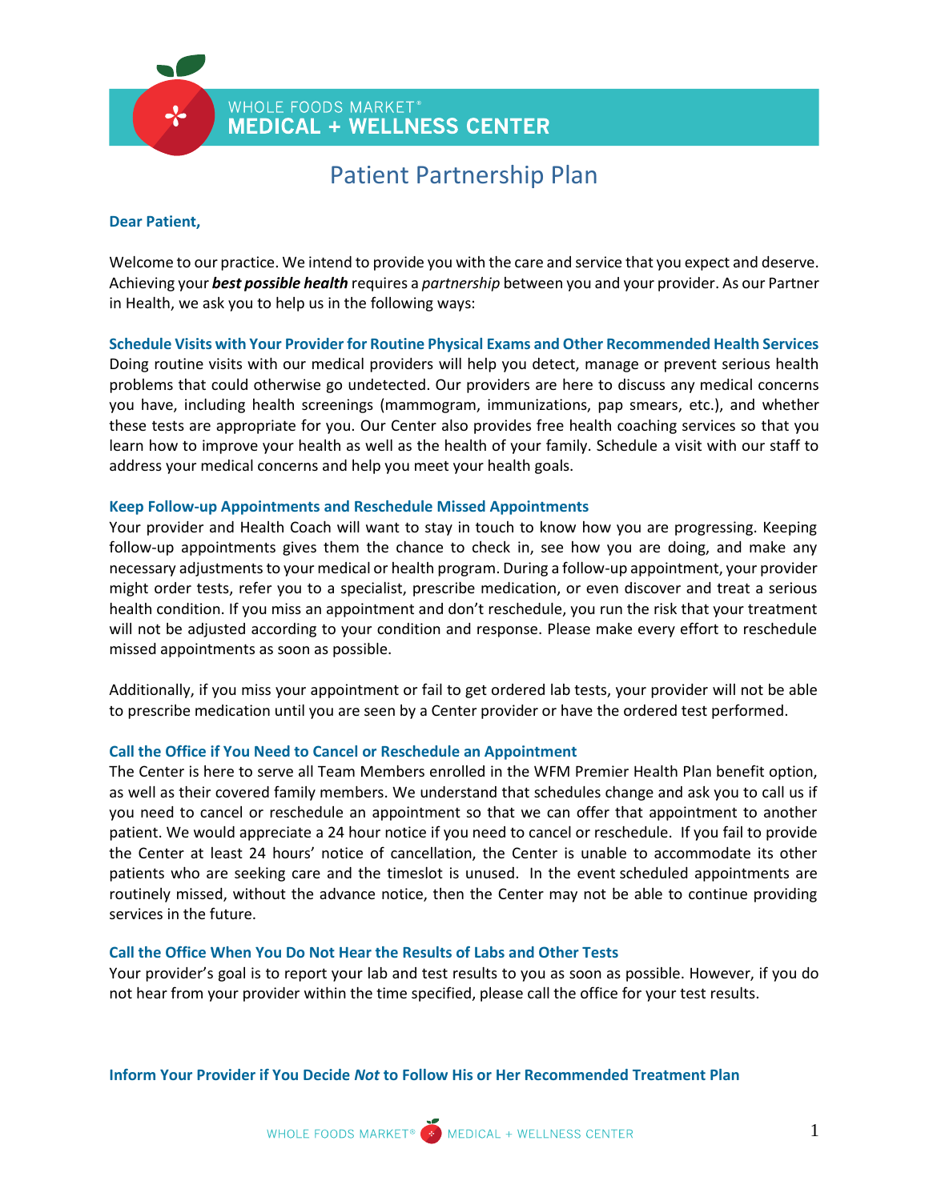# WHOLE FOODS MARKET® MEDICAL + WELLNESS CENTER

## Patient Partnership Plan

**Dear Patient,**

Welcome to our practice. We intend to provide you with the care and service that you expect and deserve. Achieving your ***best possible health*** requires a *partnership* between you and your provider. As our Partner in Health, we ask you to help us in the following ways:

### Schedule Visits with Your Provider for Routine Physical Exams and Other Recommended Health Services

Doing routine visits with our medical providers will help you detect, manage or prevent serious health problems that could otherwise go undetected. Our providers are here to discuss any medical concerns you have, including health screenings (mammogram, immunizations, pap smears, etc.), and whether these tests are appropriate for you. Our Center also provides free health coaching services so that you learn how to improve your health as well as the health of your family. Schedule a visit with our staff to address your medical concerns and help you meet your health goals.

### Keep Follow-up Appointments and Reschedule Missed Appointments

Your provider and Health Coach will want to stay in touch to know how you are progressing. Keeping follow-up appointments gives them the chance to check in, see how you are doing, and make any necessary adjustments to your medical or health program. During a follow-up appointment, your provider might order tests, refer you to a specialist, prescribe medication, or even discover and treat a serious health condition. If you miss an appointment and don't reschedule, you run the risk that your treatment will not be adjusted according to your condition and response. Please make every effort to reschedule missed appointments as soon as possible.

Additionally, if you miss your appointment or fail to get ordered lab tests, your provider will not be able to prescribe medication until you are seen by a Center provider or have the ordered test performed.

### Call the Office if You Need to Cancel or Reschedule an Appointment

The Center is here to serve all Team Members enrolled in the WFM Premier Health Plan benefit option, as well as their covered family members. We understand that schedules change and ask you to call us if you need to cancel or reschedule an appointment so that we can offer that appointment to another patient. We would appreciate a 24 hour notice if you need to cancel or reschedule. If you fail to provide the Center at least 24 hours' notice of cancellation, the Center is unable to accommodate its other patients who are seeking care and the timeslot is unused. In the event scheduled appointments are routinely missed, without the advance notice, then the Center may not be able to continue providing services in the future.

### Call the Office When You Do Not Hear the Results of Labs and Other Tests

Your provider's goal is to report your lab and test results to you as soon as possible. However, if you do not hear from your provider within the time specified, please call the office for your test results.

### Inform Your Provider if You Decide *Not* to Follow His or Her Recommended Treatment Plan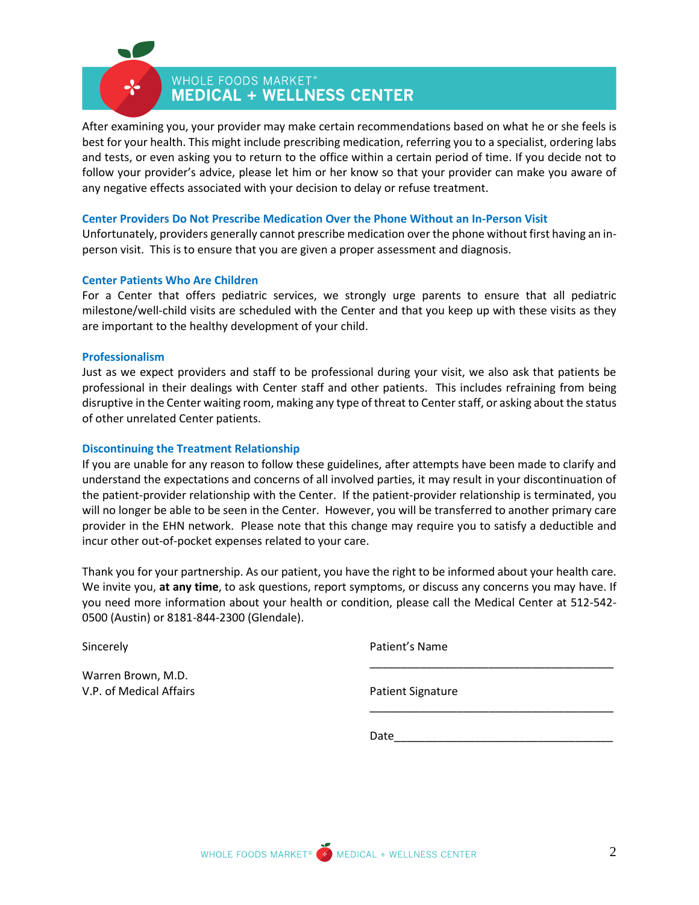WHOLE FOODS MARKET®
**MEDICAL + WELLNESS CENTER**

After examining you, your provider may make certain recommendations based on what he or she feels is best for your health. This might include prescribing medication, referring you to a specialist, ordering labs and tests, or even asking you to return to the office within a certain period of time. If you decide not to follow your provider's advice, please let him or her know so that your provider can make you aware of any negative effects associated with your decision to delay or refuse treatment.

### Center Providers Do Not Prescribe Medication Over the Phone Without an In-Person Visit

Unfortunately, providers generally cannot prescribe medication over the phone without first having an in-person visit. This is to ensure that you are given a proper assessment and diagnosis.

### Center Patients Who Are Children

For a Center that offers pediatric services, we strongly urge parents to ensure that all pediatric milestone/well-child visits are scheduled with the Center and that you keep up with these visits as they are important to the healthy development of your child.

### Professionalism

Just as we expect providers and staff to be professional during your visit, we also ask that patients be professional in their dealings with Center staff and other patients. This includes refraining from being disruptive in the Center waiting room, making any type of threat to Center staff, or asking about the status of other unrelated Center patients.

### Discontinuing the Treatment Relationship

If you are unable for any reason to follow these guidelines, after attempts have been made to clarify and understand the expectations and concerns of all involved parties, it may result in your discontinuation of the patient-provider relationship with the Center. If the patient-provider relationship is terminated, you will no longer be able to be seen in the Center. However, you will be transferred to another primary care provider in the EHN network. Please note that this change may require you to satisfy a deductible and incur other out-of-pocket expenses related to your care.

Thank you for your partnership. As our patient, you have the right to be informed about your health care. We invite you, **at any time**, to ask questions, report symptoms, or discuss any concerns you may have. If you need more information about your health or condition, please call the Medical Center at 512-542-0500 (Austin) or 8181-844-2300 (Glendale).

Sincerely

Warren Brown, M.D.
V.P. of Medical Affairs

Patient's Name

________________________________________

Patient Signature

________________________________________

Date____________________________________